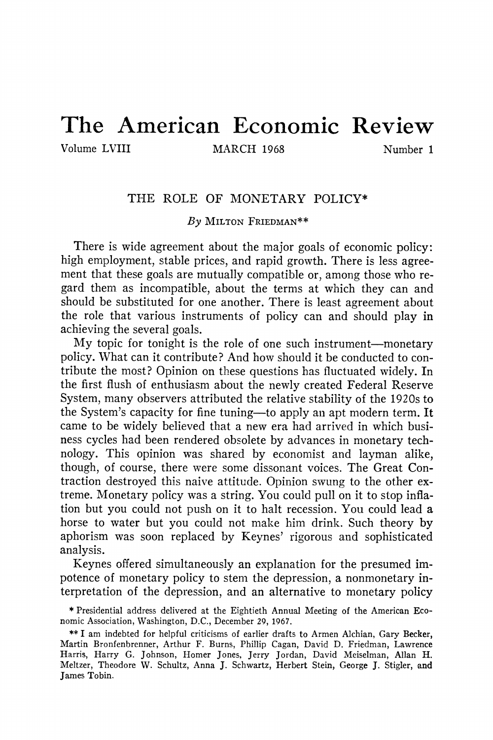# The American Economic Review

Volume LVIII MARCH 1968 Number 1

## THE ROLE OF MONETARY POLICY*

*By* MILTON FRIEDMAN**

There is wide agreement about the major goals of economic policy: high employment, stable prices, and rapid growth. There is less agreement that these goals are mutually compatible or, among those who regard them as incompatible, about the terms at which they can and should be substituted for one another. There is least agreement about the role that various instruments of policy can and should play in achieving the several goals.

My topic for tonight is the role of one such instrument—monetary policy. What can it contribute? And how should it be conducted to contribute the most? Opinion on these questions has fluctuated widely. In the first flush of enthusiasm about the newly created Federal Reserve System, many observers attributed the relative stability of the 1920s to the System's capacity for fine tuning—to apply an apt modern term. It came to be widely believed that a new era had arrived in which business cycles had been rendered obsolete by advances in monetary technology. This opinion was shared by economist and layman alike, though, of course, there were some dissonant voices. The Great Contraction destroyed this naive attitude. Opinion swung to the other extreme. Monetary policy was a string. You could pull on it to stop inflation but you could not push on it to halt recession. You could lead a horse to water but you could not make him drink. Such theory by aphorism was soon replaced by Keynes' rigorous and sophisticated analysis.

Keynes offered simultaneously an explanation for the presumed impotence of monetary policy to stem the depression, a nonmonetary interpretation of the depression, and an alternative to monetary policy

\* Presidential address delivered at the Eightieth Annual Meeting of the American Economic Association, Washington, D.C., December 29, 1967.

\*\* I am indebted for helpful criticisms of earlier drafts to Armen Alchian, Gary Becker, Martin Bronfenbrenner, Arthur F. Burns, Phillip Cagan, David D. Friedman, Lawrence Harris, Harry G. Johnson, Homer Jones, Jerry Jordan, David Meiselman, Allan H. Meltzer, Theodore W. Schultz, Anna J. Schwartz, Herbert Stein, George J. Stigler, and James Tobin.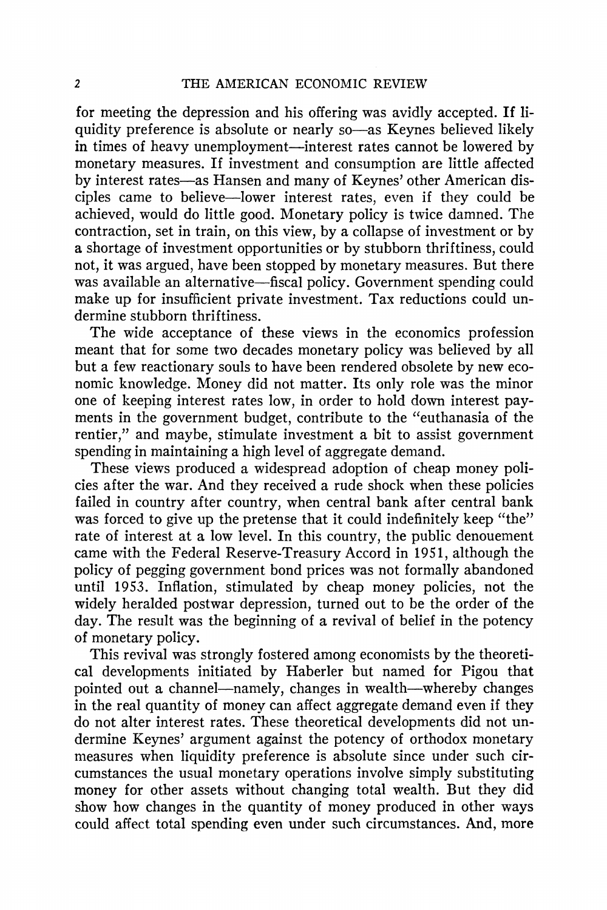for meeting the depression and his offering was avidly accepted. If liquidity preference is absolute or nearly so—as Keynes believed likely in times of heavy unemployment—interest rates cannot be lowered by monetary measures. If investment and consumption are little affected by interest rates—as Hansen and many of Keynes' other American disciples came to believe—lower interest rates, even if they could be achieved, would do little good. Monetary policy is twice damned. The contraction, set in train, on this view, by a collapse of investment or by a shortage of investment opportunities or by stubborn thriftiness, could not, it was argued, have been stopped by monetary measures. But there was available an alternative—fiscal policy. Government spending could make up for insufficient private investment. Tax reductions could undermine stubborn thriftiness.

The wide acceptance of these views in the economics profession meant that for some two decades monetary policy was believed by all but a few reactionary souls to have been rendered obsolete by new economic knowledge. Money did not matter. Its only role was the minor one of keeping interest rates low, in order to hold down interest payments in the government budget, contribute to the "euthanasia of the rentier," and maybe, stimulate investment a bit to assist government spending in maintaining a high level of aggregate demand.

These views produced a widespread adoption of cheap money policies after the war. And they received a rude shock when these policies failed in country after country, when central bank after central bank was forced to give up the pretense that it could indefinitely keep "the" rate of interest at a low level. In this country, the public denouement came with the Federal Reserve-Treasury Accord in 1951, although the policy of pegging government bond prices was not formally abandoned until 1953. Inflation, stimulated by cheap money policies, not the widely heralded postwar depression, turned out to be the order of the day. The result was the beginning of a revival of belief in the potency of monetary policy.

This revival was strongly fostered among economists by the theoretical developments initiated by Haberler but named for Pigou that pointed out a channel—namely, changes in wealth—whereby changes in the real quantity of money can affect aggregate demand even if they do not alter interest rates. These theoretical developments did not undermine Keynes' argument against the potency of orthodox monetary measures when liquidity preference is absolute since under such circumstances the usual monetary operations involve simply substituting money for other assets without changing total wealth. But they did show how changes in the quantity of money produced in other ways could affect total spending even under such circumstances. And, more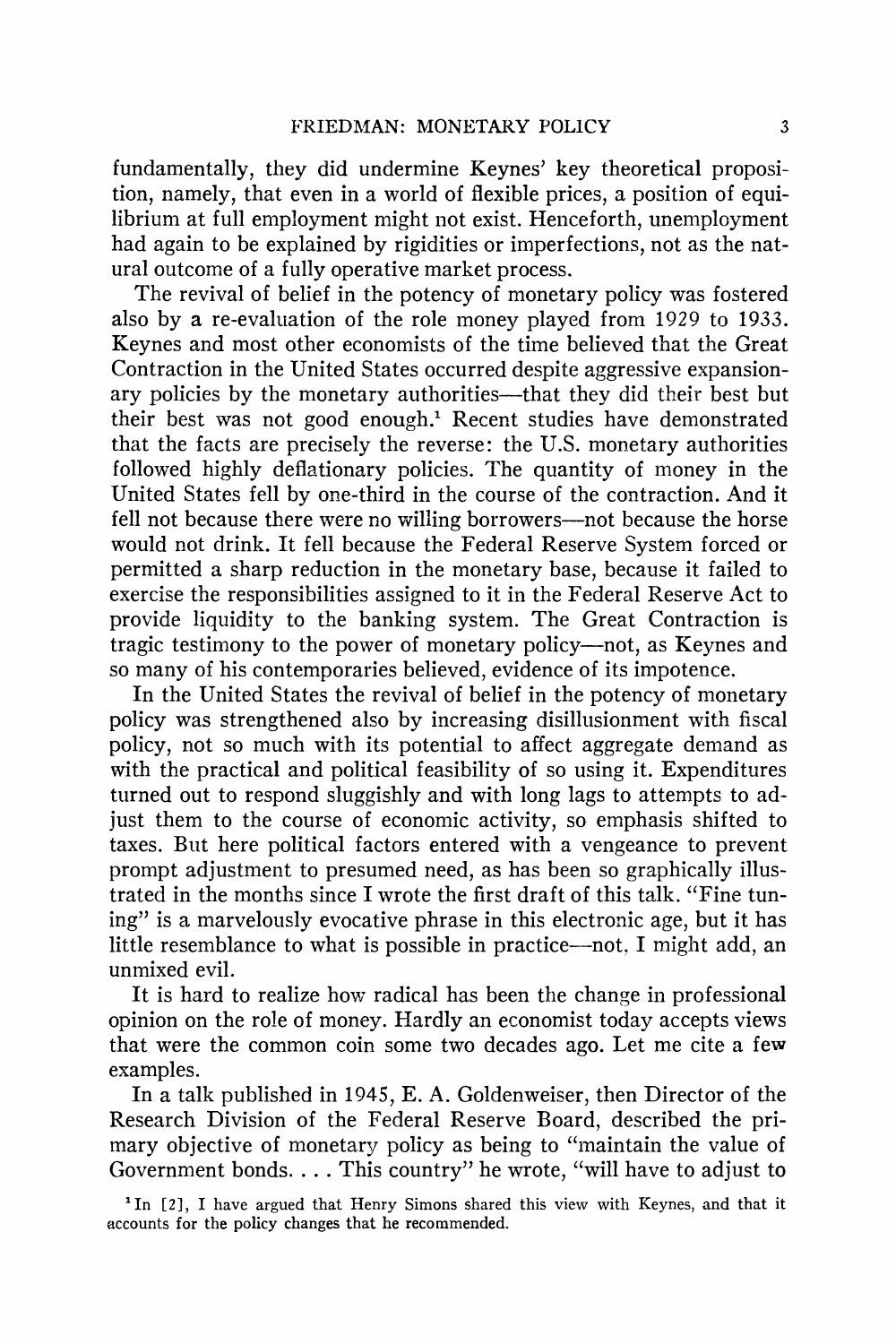fundamentally, they did undermine Keynes' key theoretical proposition, namely, that even in a world of flexible prices, a position of equilibrium at full employment might not exist. Henceforth, unemployment had again to be explained by rigidities or imperfections, not as the natural outcome of a fully operative market process.

The revival of belief in the potency of monetary policy was fostered also by a re-evaluation of the role money played from 1929 to 1933. Keynes and most other economists of the time believed that the Great Contraction in the United States occurred despite aggressive expansionary policies by the monetary authorities—that they did their best but their best was not good enough.[1] Recent studies have demonstrated that the facts are precisely the reverse: the U.S. monetary authorities followed highly deflationary policies. The quantity of money in the United States fell by one-third in the course of the contraction. And it fell not because there were no willing borrowers—not because the horse would not drink. It fell because the Federal Reserve System forced or permitted a sharp reduction in the monetary base, because it failed to exercise the responsibilities assigned to it in the Federal Reserve Act to provide liquidity to the banking system. The Great Contraction is tragic testimony to the power of monetary policy—not, as Keynes and so many of his contemporaries believed, evidence of its impotence.

In the United States the revival of belief in the potency of monetary policy was strengthened also by increasing disillusionment with fiscal policy, not so much with its potential to affect aggregate demand as with the practical and political feasibility of so using it. Expenditures turned out to respond sluggishly and with long lags to attempts to adjust them to the course of economic activity, so emphasis shifted to taxes. But here political factors entered with a vengeance to prevent prompt adjustment to presumed need, as has been so graphically illustrated in the months since I wrote the first draft of this talk. "Fine tuning" is a marvelously evocative phrase in this electronic age, but it has little resemblance to what is possible in practice—not, I might add, an unmixed evil.

It is hard to realize how radical has been the change in professional opinion on the role of money. Hardly an economist today accepts views that were the common coin some two decades ago. Let me cite a few examples.

In a talk published in 1945, E. A. Goldenweiser, then Director of the Research Division of the Federal Reserve Board, described the primary objective of monetary policy as being to "maintain the value of Government bonds. . . . This country" he wrote, "will have to adjust to

[1] In [2], I have argued that Henry Simons shared this view with Keynes, and that it accounts for the policy changes that he recommended.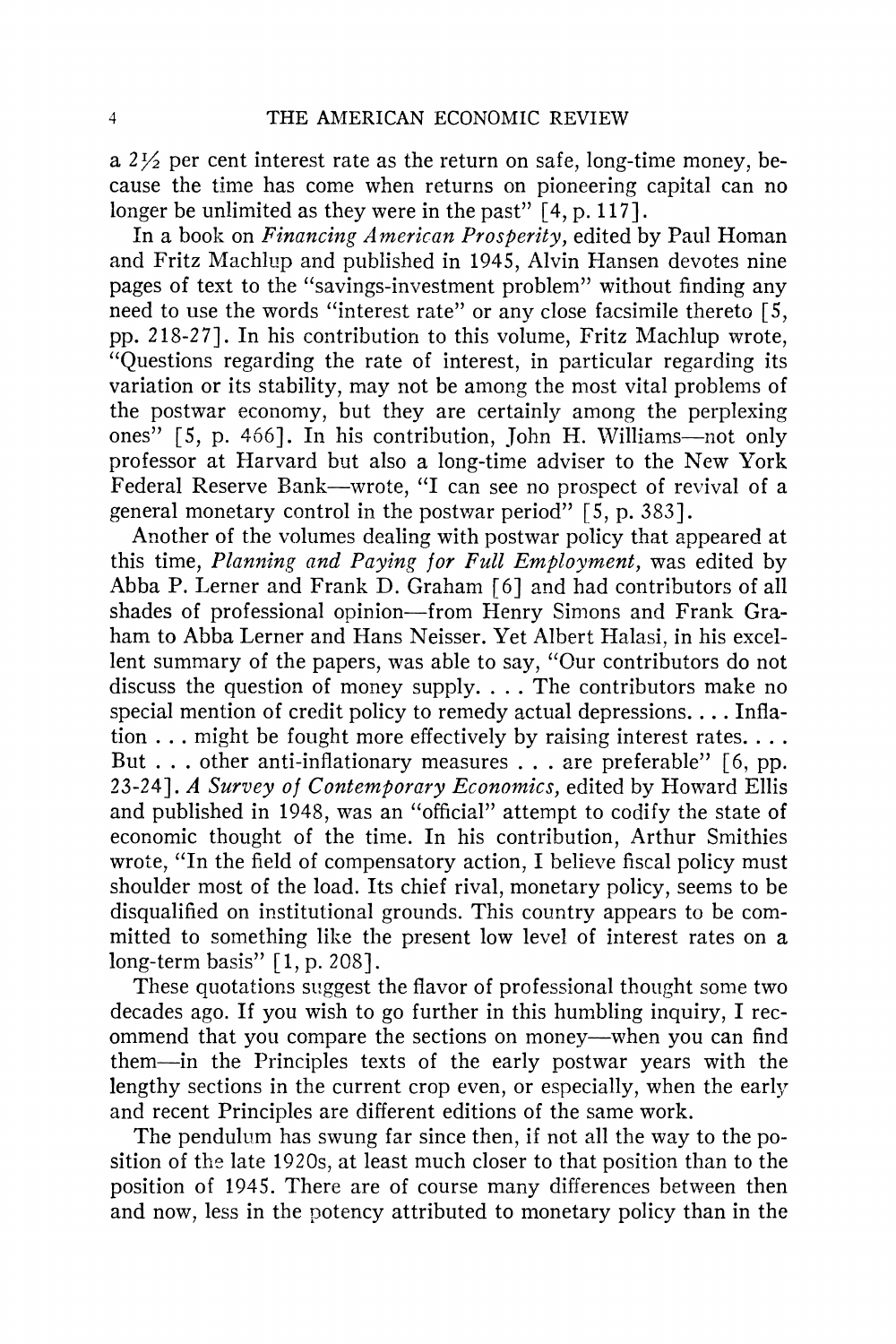a 2½ per cent interest rate as the return on safe, long-time money, because the time has come when returns on pioneering capital can no longer be unlimited as they were in the past" [4, p. 117].

In a book on *Financing American Prosperity*, edited by Paul Homan and Fritz Machlup and published in 1945, Alvin Hansen devotes nine pages of text to the "savings-investment problem" without finding any need to use the words "interest rate" or any close facsimile thereto [5, pp. 218-27]. In his contribution to this volume, Fritz Machlup wrote, "Questions regarding the rate of interest, in particular regarding its variation or its stability, may not be among the most vital problems of the postwar economy, but they are certainly among the perplexing ones" [5, p. 466]. In his contribution, John H. Williams—not only professor at Harvard but also a long-time adviser to the New York Federal Reserve Bank—wrote, "I can see no prospect of revival of a general monetary control in the postwar period" [5, p. 383].

Another of the volumes dealing with postwar policy that appeared at this time, *Planning and Paying for Full Employment*, was edited by Abba P. Lerner and Frank D. Graham [6] and had contributors of all shades of professional opinion—from Henry Simons and Frank Graham to Abba Lerner and Hans Neisser. Yet Albert Halasi, in his excellent summary of the papers, was able to say, "Our contributors do not discuss the question of money supply. . . . The contributors make no special mention of credit policy to remedy actual depressions. . . . Inflation . . . might be fought more effectively by raising interest rates. . . . But . . . other anti-inflationary measures . . . are preferable" [6, pp. 23-24]. *A Survey of Contemporary Economics*, edited by Howard Ellis and published in 1948, was an "official" attempt to codify the state of economic thought of the time. In his contribution, Arthur Smithies wrote, "In the field of compensatory action, I believe fiscal policy must shoulder most of the load. Its chief rival, monetary policy, seems to be disqualified on institutional grounds. This country appears to be committed to something like the present low level of interest rates on a long-term basis" [1, p. 208].

These quotations suggest the flavor of professional thought some two decades ago. If you wish to go further in this humbling inquiry, I recommend that you compare the sections on money—when you can find them—in the Principles texts of the early postwar years with the lengthy sections in the current crop even, or especially, when the early and recent Principles are different editions of the same work.

The pendulum has swung far since then, if not all the way to the position of the late 1920s, at least much closer to that position than to the position of 1945. There are of course many differences between then and now, less in the potency attributed to monetary policy than in the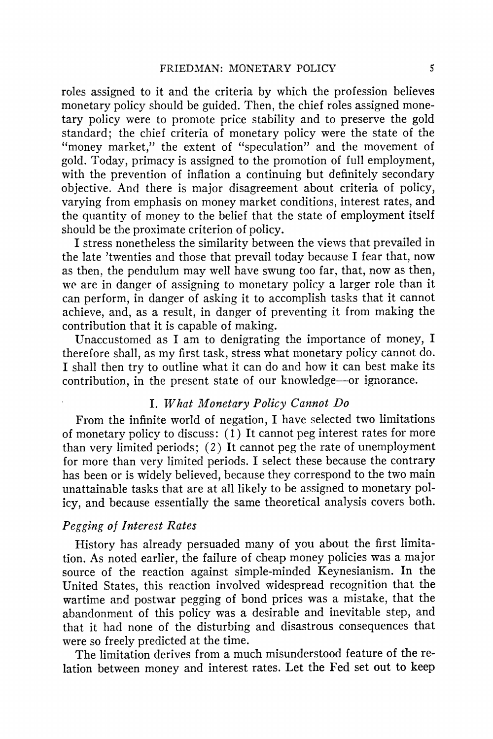roles assigned to it and the criteria by which the profession believes monetary policy should be guided. Then, the chief roles assigned monetary policy were to promote price stability and to preserve the gold standard; the chief criteria of monetary policy were the state of the "money market," the extent of "speculation" and the movement of gold. Today, primacy is assigned to the promotion of full employment, with the prevention of inflation a continuing but definitely secondary objective. And there is major disagreement about criteria of policy, varying from emphasis on money market conditions, interest rates, and the quantity of money to the belief that the state of employment itself should be the proximate criterion of policy.

I stress nonetheless the similarity between the views that prevailed in the late 'twenties and those that prevail today because I fear that, now as then, the pendulum may well have swung too far, that, now as then, we are in danger of assigning to monetary policy a larger role than it can perform, in danger of asking it to accomplish tasks that it cannot achieve, and, as a result, in danger of preventing it from making the contribution that it is capable of making.

Unaccustomed as I am to denigrating the importance of money, I therefore shall, as my first task, stress what monetary policy cannot do. I shall then try to outline what it can do and how it can best make its contribution, in the present state of our knowledge—or ignorance.

## I. *What Monetary Policy Cannot Do*

From the infinite world of negation, I have selected two limitations of monetary policy to discuss: (1) It cannot peg interest rates for more than very limited periods; (2) It cannot peg the rate of unemployment for more than very limited periods. I select these because the contrary has been or is widely believed, because they correspond to the two main unattainable tasks that are at all likely to be assigned to monetary policy, and because essentially the same theoretical analysis covers both.

### *Pegging of Interest Rates*

History has already persuaded many of you about the first limitation. As noted earlier, the failure of cheap money policies was a major source of the reaction against simple-minded Keynesianism. In the United States, this reaction involved widespread recognition that the wartime and postwar pegging of bond prices was a mistake, that the abandonment of this policy was a desirable and inevitable step, and that it had none of the disturbing and disastrous consequences that were so freely predicted at the time.

The limitation derives from a much misunderstood feature of the relation between money and interest rates. Let the Fed set out to keep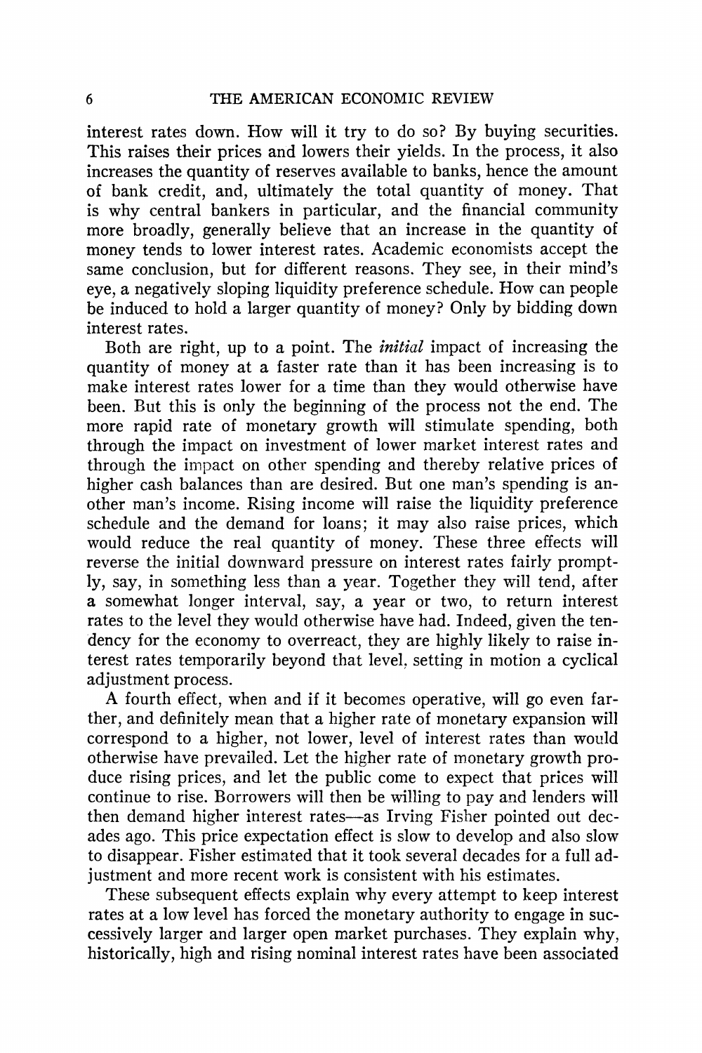interest rates down. How will it try to do so? By buying securities. This raises their prices and lowers their yields. In the process, it also increases the quantity of reserves available to banks, hence the amount of bank credit, and, ultimately the total quantity of money. That is why central bankers in particular, and the financial community more broadly, generally believe that an increase in the quantity of money tends to lower interest rates. Academic economists accept the same conclusion, but for different reasons. They see, in their mind's eye, a negatively sloping liquidity preference schedule. How can people be induced to hold a larger quantity of money? Only by bidding down interest rates.

Both are right, up to a point. The *initial* impact of increasing the quantity of money at a faster rate than it has been increasing is to make interest rates lower for a time than they would otherwise have been. But this is only the beginning of the process not the end. The more rapid rate of monetary growth will stimulate spending, both through the impact on investment of lower market interest rates and through the impact on other spending and thereby relative prices of higher cash balances than are desired. But one man's spending is another man's income. Rising income will raise the liquidity preference schedule and the demand for loans; it may also raise prices, which would reduce the real quantity of money. These three effects will reverse the initial downward pressure on interest rates fairly promptly, say, in something less than a year. Together they will tend, after a somewhat longer interval, say, a year or two, to return interest rates to the level they would otherwise have had. Indeed, given the tendency for the economy to overreact, they are highly likely to raise interest rates temporarily beyond that level, setting in motion a cyclical adjustment process.

A fourth effect, when and if it becomes operative, will go even farther, and definitely mean that a higher rate of monetary expansion will correspond to a higher, not lower, level of interest rates than would otherwise have prevailed. Let the higher rate of monetary growth produce rising prices, and let the public come to expect that prices will continue to rise. Borrowers will then be willing to pay and lenders will then demand higher interest rates—as Irving Fisher pointed out decades ago. This price expectation effect is slow to develop and also slow to disappear. Fisher estimated that it took several decades for a full adjustment and more recent work is consistent with his estimates.

These subsequent effects explain why every attempt to keep interest rates at a low level has forced the monetary authority to engage in successively larger and larger open market purchases. They explain why, historically, high and rising nominal interest rates have been associated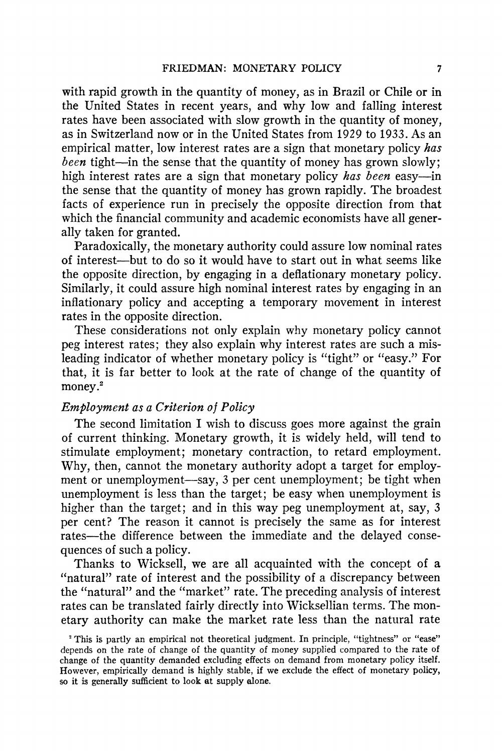with rapid growth in the quantity of money, as in Brazil or Chile or in the United States in recent years, and why low and falling interest rates have been associated with slow growth in the quantity of money, as in Switzerland now or in the United States from 1929 to 1933. As an empirical matter, low interest rates are a sign that monetary policy *has been* tight—in the sense that the quantity of money has grown slowly; high interest rates are a sign that monetary policy *has been* easy—in the sense that the quantity of money has grown rapidly. The broadest facts of experience run in precisely the opposite direction from that which the financial community and academic economists have all generally taken for granted.

Paradoxically, the monetary authority could assure low nominal rates of interest—but to do so it would have to start out in what seems like the opposite direction, by engaging in a deflationary monetary policy. Similarly, it could assure high nominal interest rates by engaging in an inflationary policy and accepting a temporary movement in interest rates in the opposite direction.

These considerations not only explain why monetary policy cannot peg interest rates; they also explain why interest rates are such a misleading indicator of whether monetary policy is "tight" or "easy." For that, it is far better to look at the rate of change of the quantity of money.[2]

### *Employment as a Criterion of Policy*

The second limitation I wish to discuss goes more against the grain of current thinking. Monetary growth, it is widely held, will tend to stimulate employment; monetary contraction, to retard employment. Why, then, cannot the monetary authority adopt a target for employment or unemployment—say, 3 per cent unemployment; be tight when unemployment is less than the target; be easy when unemployment is higher than the target; and in this way peg unemployment at, say, 3 per cent? The reason it cannot is precisely the same as for interest rates—the difference between the immediate and the delayed consequences of such a policy.

Thanks to Wicksell, we are all acquainted with the concept of a "natural" rate of interest and the possibility of a discrepancy between the "natural" and the "market" rate. The preceding analysis of interest rates can be translated fairly directly into Wicksellian terms. The monetary authority can make the market rate less than the natural rate

[2] This is partly an empirical not theoretical judgment. In principle, "tightness" or "ease" depends on the rate of change of the quantity of money supplied compared to the rate of change of the quantity demanded excluding effects on demand from monetary policy itself. However, empirically demand is highly stable, if we exclude the effect of monetary policy, so it is generally sufficient to look at supply alone.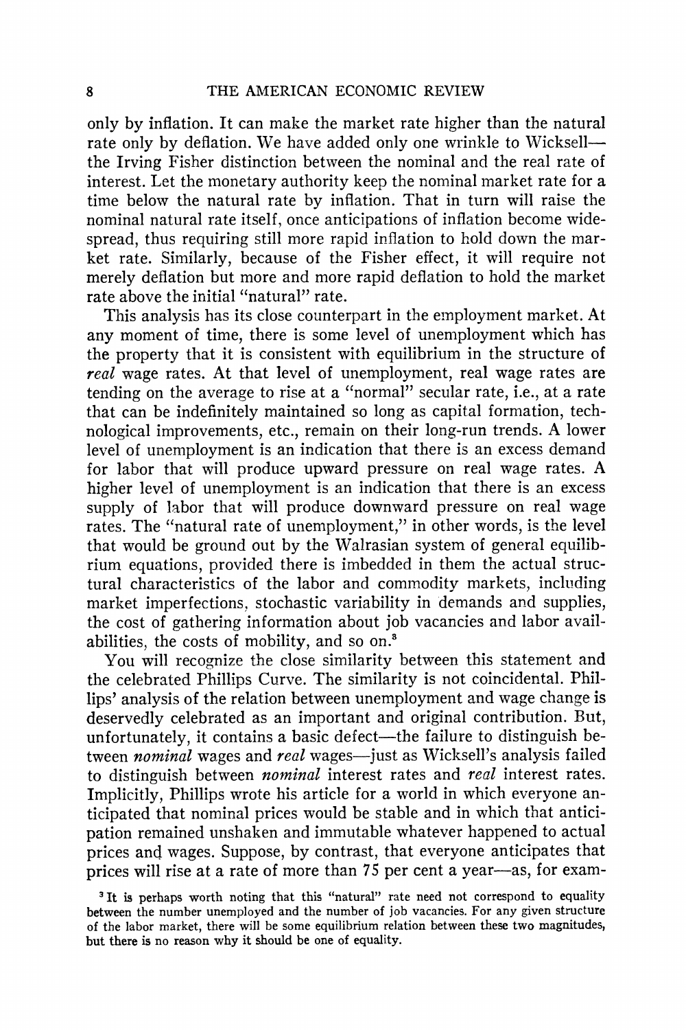only by inflation. It can make the market rate higher than the natural rate only by deflation. We have added only one wrinkle to Wicksell—the Irving Fisher distinction between the nominal and the real rate of interest. Let the monetary authority keep the nominal market rate for a time below the natural rate by inflation. That in turn will raise the nominal natural rate itself, once anticipations of inflation become widespread, thus requiring still more rapid inflation to hold down the market rate. Similarly, because of the Fisher effect, it will require not merely deflation but more and more rapid deflation to hold the market rate above the initial "natural" rate.

This analysis has its close counterpart in the employment market. At any moment of time, there is some level of unemployment which has the property that it is consistent with equilibrium in the structure of *real* wage rates. At that level of unemployment, real wage rates are tending on the average to rise at a "normal" secular rate, i.e., at a rate that can be indefinitely maintained so long as capital formation, technological improvements, etc., remain on their long-run trends. A lower level of unemployment is an indication that there is an excess demand for labor that will produce upward pressure on real wage rates. A higher level of unemployment is an indication that there is an excess supply of labor that will produce downward pressure on real wage rates. The "natural rate of unemployment," in other words, is the level that would be ground out by the Walrasian system of general equilibrium equations, provided there is imbedded in them the actual structural characteristics of the labor and commodity markets, including market imperfections, stochastic variability in demands and supplies, the cost of gathering information about job vacancies and labor availabilities, the costs of mobility, and so on.[3]

You will recognize the close similarity between this statement and the celebrated Phillips Curve. The similarity is not coincidental. Phillips' analysis of the relation between unemployment and wage change is deservedly celebrated as an important and original contribution. But, unfortunately, it contains a basic defect—the failure to distinguish between *nominal* wages and *real* wages—just as Wicksell's analysis failed to distinguish between *nominal* interest rates and *real* interest rates. Implicitly, Phillips wrote his article for a world in which everyone anticipated that nominal prices would be stable and in which that anticipation remained unshaken and immutable whatever happened to actual prices and wages. Suppose, by contrast, that everyone anticipates that prices will rise at a rate of more than 75 per cent a year—as, for exam-

[3] It is perhaps worth noting that this "natural" rate need not correspond to equality between the number unemployed and the number of job vacancies. For any given structure of the labor market, there will be some equilibrium relation between these two magnitudes, but there is no reason why it should be one of equality.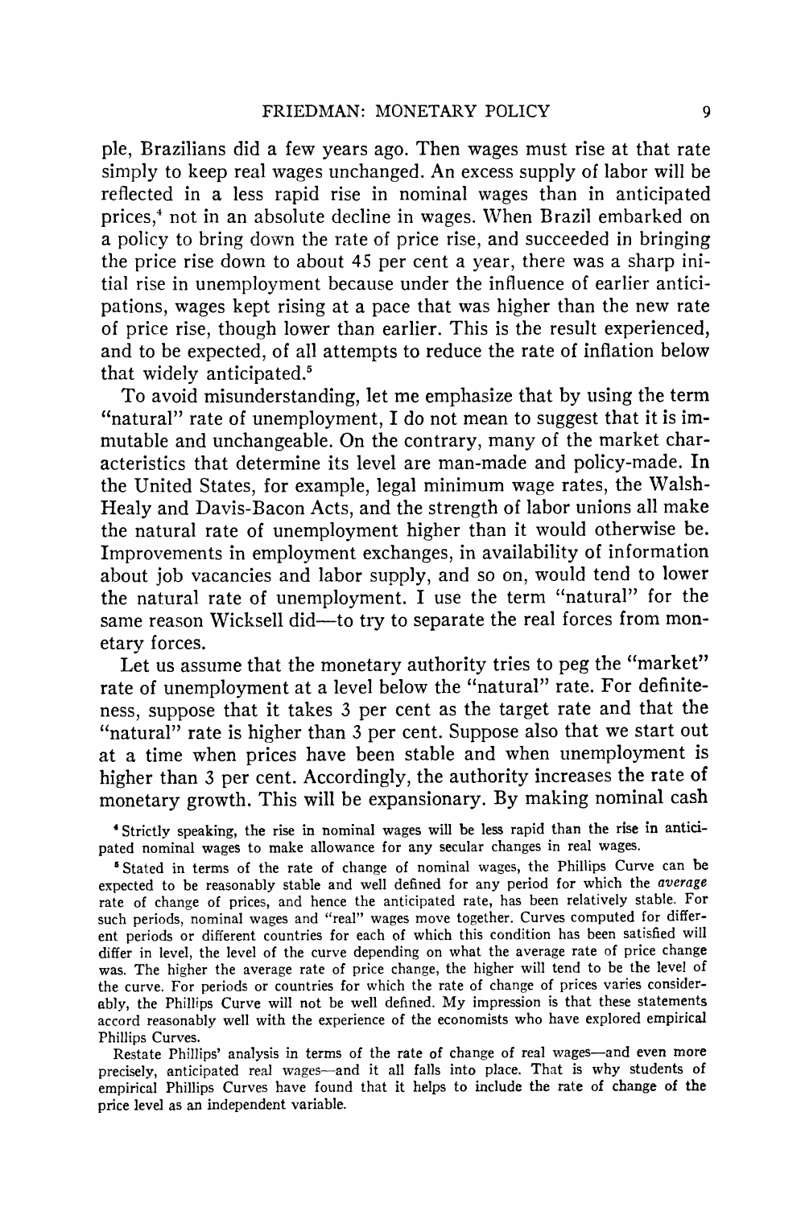ple, Brazilians did a few years ago. Then wages must rise at that rate simply to keep real wages unchanged. An excess supply of labor will be reflected in a less rapid rise in nominal wages than in anticipated prices,[4] not in an absolute decline in wages. When Brazil embarked on a policy to bring down the rate of price rise, and succeeded in bringing the price rise down to about 45 per cent a year, there was a sharp initial rise in unemployment because under the influence of earlier anticipations, wages kept rising at a pace that was higher than the new rate of price rise, though lower than earlier. This is the result experienced, and to be expected, of all attempts to reduce the rate of inflation below that widely anticipated.[5]

To avoid misunderstanding, let me emphasize that by using the term "natural" rate of unemployment, I do not mean to suggest that it is immutable and unchangeable. On the contrary, many of the market characteristics that determine its level are man-made and policy-made. In the United States, for example, legal minimum wage rates, the Walsh-Healy and Davis-Bacon Acts, and the strength of labor unions all make the natural rate of unemployment higher than it would otherwise be. Improvements in employment exchanges, in availability of information about job vacancies and labor supply, and so on, would tend to lower the natural rate of unemployment. I use the term "natural" for the same reason Wicksell did—to try to separate the real forces from monetary forces.

Let us assume that the monetary authority tries to peg the "market" rate of unemployment at a level below the "natural" rate. For definiteness, suppose that it takes 3 per cent as the target rate and that the "natural" rate is higher than 3 per cent. Suppose also that we start out at a time when prices have been stable and when unemployment is higher than 3 per cent. Accordingly, the authority increases the rate of monetary growth. This will be expansionary. By making nominal cash

[4] Strictly speaking, the rise in nominal wages will be less rapid than the rise in anticipated nominal wages to make allowance for any secular changes in real wages.

[5] Stated in terms of the rate of change of nominal wages, the Phillips Curve can be expected to be reasonably stable and well defined for any period for which the *average* rate of change of prices, and hence the anticipated rate, has been relatively stable. For such periods, nominal wages and "real" wages move together. Curves computed for different periods or different countries for each of which this condition has been satisfied will differ in level, the level of the curve depending on what the average rate of price change was. The higher the average rate of price change, the higher will tend to be the level of the curve. For periods or countries for which the rate of change of prices varies considerably, the Phillips Curve will not be well defined. My impression is that these statements accord reasonably well with the experience of the economists who have explored empirical Phillips Curves.

Restate Phillips' analysis in terms of the rate of change of real wages—and even more precisely, anticipated real wages—and it all falls into place. That is why students of empirical Phillips Curves have found that it helps to include the rate of change of the price level as an independent variable.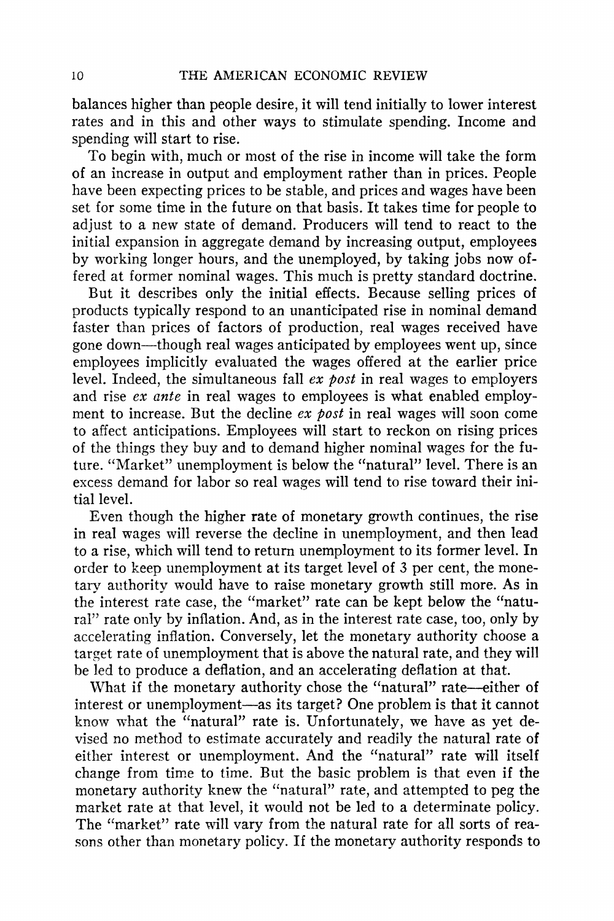balances higher than people desire, it will tend initially to lower interest rates and in this and other ways to stimulate spending. Income and spending will start to rise.

To begin with, much or most of the rise in income will take the form of an increase in output and employment rather than in prices. People have been expecting prices to be stable, and prices and wages have been set for some time in the future on that basis. It takes time for people to adjust to a new state of demand. Producers will tend to react to the initial expansion in aggregate demand by increasing output, employees by working longer hours, and the unemployed, by taking jobs now offered at former nominal wages. This much is pretty standard doctrine.

But it describes only the initial effects. Because selling prices of products typically respond to an unanticipated rise in nominal demand faster than prices of factors of production, real wages received have gone down—though real wages anticipated by employees went up, since employees implicitly evaluated the wages offered at the earlier price level. Indeed, the simultaneous fall *ex post* in real wages to employers and rise *ex ante* in real wages to employees is what enabled employment to increase. But the decline *ex post* in real wages will soon come to affect anticipations. Employees will start to reckon on rising prices of the things they buy and to demand higher nominal wages for the future. "Market" unemployment is below the "natural" level. There is an excess demand for labor so real wages will tend to rise toward their initial level.

Even though the higher rate of monetary growth continues, the rise in real wages will reverse the decline in unemployment, and then lead to a rise, which will tend to return unemployment to its former level. In order to keep unemployment at its target level of 3 per cent, the monetary authority would have to raise monetary growth still more. As in the interest rate case, the "market" rate can be kept below the "natural" rate only by inflation. And, as in the interest rate case, too, only by accelerating inflation. Conversely, let the monetary authority choose a target rate of unemployment that is above the natural rate, and they will be led to produce a deflation, and an accelerating deflation at that.

What if the monetary authority chose the "natural" rate—either of interest or unemployment—as its target? One problem is that it cannot know what the "natural" rate is. Unfortunately, we have as yet devised no method to estimate accurately and readily the natural rate of either interest or unemployment. And the "natural" rate will itself change from time to time. But the basic problem is that even if the monetary authority knew the "natural" rate, and attempted to peg the market rate at that level, it would not be led to a determinate policy. The "market" rate will vary from the natural rate for all sorts of reasons other than monetary policy. If the monetary authority responds to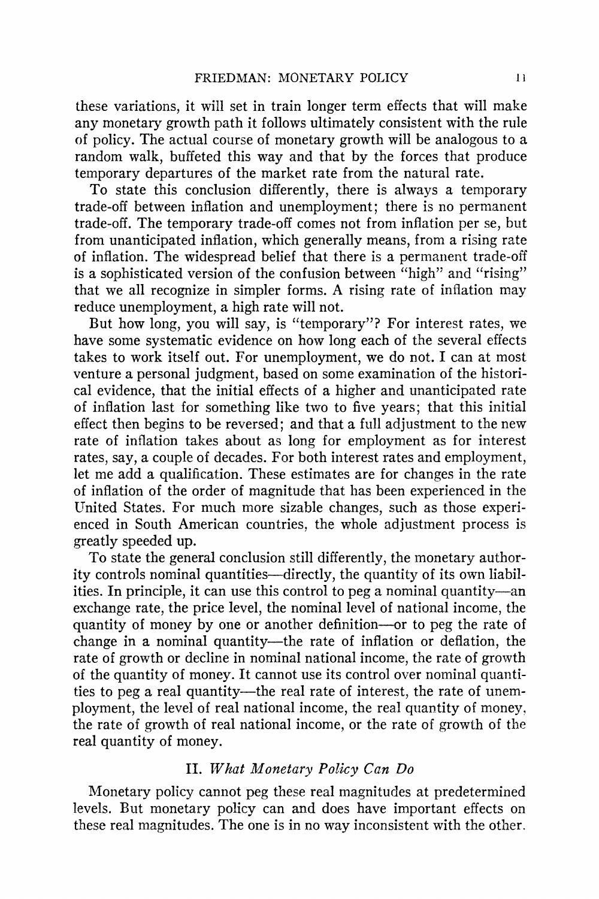these variations, it will set in train longer term effects that will make any monetary growth path it follows ultimately consistent with the rule of policy. The actual course of monetary growth will be analogous to a random walk, buffeted this way and that by the forces that produce temporary departures of the market rate from the natural rate.

To state this conclusion differently, there is always a temporary trade-off between inflation and unemployment; there is no permanent trade-off. The temporary trade-off comes not from inflation per se, but from unanticipated inflation, which generally means, from a rising rate of inflation. The widespread belief that there is a permanent trade-off is a sophisticated version of the confusion between "high" and "rising" that we all recognize in simpler forms. A rising rate of inflation may reduce unemployment, a high rate will not.

But how long, you will say, is "temporary"? For interest rates, we have some systematic evidence on how long each of the several effects takes to work itself out. For unemployment, we do not. I can at most venture a personal judgment, based on some examination of the historical evidence, that the initial effects of a higher and unanticipated rate of inflation last for something like two to five years; that this initial effect then begins to be reversed; and that a full adjustment to the new rate of inflation takes about as long for employment as for interest rates, say, a couple of decades. For both interest rates and employment, let me add a qualification. These estimates are for changes in the rate of inflation of the order of magnitude that has been experienced in the United States. For much more sizable changes, such as those experienced in South American countries, the whole adjustment process is greatly speeded up.

To state the general conclusion still differently, the monetary authority controls nominal quantities—directly, the quantity of its own liabilities. In principle, it can use this control to peg a nominal quantity—an exchange rate, the price level, the nominal level of national income, the quantity of money by one or another definition—or to peg the rate of change in a nominal quantity—the rate of inflation or deflation, the rate of growth or decline in nominal national income, the rate of growth of the quantity of money. It cannot use its control over nominal quantities to peg a real quantity—the real rate of interest, the rate of unemployment, the level of real national income, the real quantity of money, the rate of growth of real national income, or the rate of growth of the real quantity of money.

## II. *What Monetary Policy Can Do*

Monetary policy cannot peg these real magnitudes at predetermined levels. But monetary policy can and does have important effects on these real magnitudes. The one is in no way inconsistent with the other.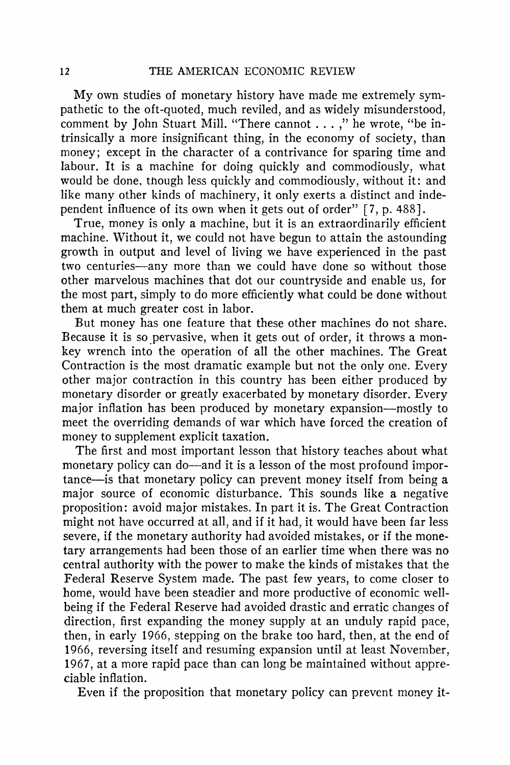My own studies of monetary history have made me extremely sympathetic to the oft-quoted, much reviled, and as widely misunderstood, comment by John Stuart Mill. "There cannot . . . ," he wrote, "be intrinsically a more insignificant thing, in the economy of society, than money; except in the character of a contrivance for sparing time and labour. It is a machine for doing quickly and commodiously, what would be done, though less quickly and commodiously, without it: and like many other kinds of machinery, it only exerts a distinct and independent influence of its own when it gets out of order" [7, p. 488].

True, money is only a machine, but it is an extraordinarily efficient machine. Without it, we could not have begun to attain the astounding growth in output and level of living we have experienced in the past two centuries—any more than we could have done so without those other marvelous machines that dot our countryside and enable us, for the most part, simply to do more efficiently what could be done without them at much greater cost in labor.

But money has one feature that these other machines do not share. Because it is so pervasive, when it gets out of order, it throws a monkey wrench into the operation of all the other machines. The Great Contraction is the most dramatic example but not the only one. Every other major contraction in this country has been either produced by monetary disorder or greatly exacerbated by monetary disorder. Every major inflation has been produced by monetary expansion—mostly to meet the overriding demands of war which have forced the creation of money to supplement explicit taxation.

The first and most important lesson that history teaches about what monetary policy can do—and it is a lesson of the most profound importance—is that monetary policy can prevent money itself from being a major source of economic disturbance. This sounds like a negative proposition: avoid major mistakes. In part it is. The Great Contraction might not have occurred at all, and if it had, it would have been far less severe, if the monetary authority had avoided mistakes, or if the monetary arrangements had been those of an earlier time when there was no central authority with the power to make the kinds of mistakes that the Federal Reserve System made. The past few years, to come closer to home, would have been steadier and more productive of economic well-being if the Federal Reserve had avoided drastic and erratic changes of direction, first expanding the money supply at an unduly rapid pace, then, in early 1966, stepping on the brake too hard, then, at the end of 1966, reversing itself and resuming expansion until at least November, 1967, at a more rapid pace than can long be maintained without appreciable inflation.

Even if the proposition that monetary policy can prevent money it-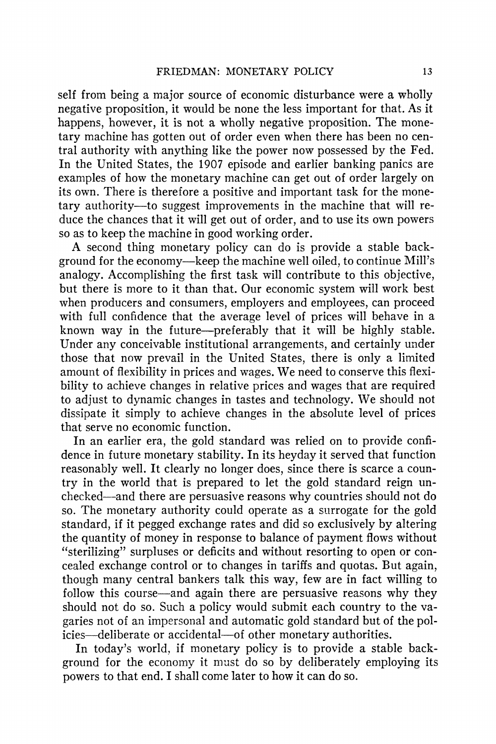self from being a major source of economic disturbance were a wholly negative proposition, it would be none the less important for that. As it happens, however, it is not a wholly negative proposition. The monetary machine has gotten out of order even when there has been no central authority with anything like the power now possessed by the Fed. In the United States, the 1907 episode and earlier banking panics are examples of how the monetary machine can get out of order largely on its own. There is therefore a positive and important task for the monetary authority—to suggest improvements in the machine that will reduce the chances that it will get out of order, and to use its own powers so as to keep the machine in good working order.

A second thing monetary policy can do is provide a stable background for the economy—keep the machine well oiled, to continue Mill's analogy. Accomplishing the first task will contribute to this objective, but there is more to it than that. Our economic system will work best when producers and consumers, employers and employees, can proceed with full confidence that the average level of prices will behave in a known way in the future—preferably that it will be highly stable. Under any conceivable institutional arrangements, and certainly under those that now prevail in the United States, there is only a limited amount of flexibility in prices and wages. We need to conserve this flexibility to achieve changes in relative prices and wages that are required to adjust to dynamic changes in tastes and technology. We should not dissipate it simply to achieve changes in the absolute level of prices that serve no economic function.

In an earlier era, the gold standard was relied on to provide confidence in future monetary stability. In its heyday it served that function reasonably well. It clearly no longer does, since there is scarce a country in the world that is prepared to let the gold standard reign unchecked—and there are persuasive reasons why countries should not do so. The monetary authority could operate as a surrogate for the gold standard, if it pegged exchange rates and did so exclusively by altering the quantity of money in response to balance of payment flows without "sterilizing" surpluses or deficits and without resorting to open or concealed exchange control or to changes in tariffs and quotas. But again, though many central bankers talk this way, few are in fact willing to follow this course—and again there are persuasive reasons why they should not do so. Such a policy would submit each country to the vagaries not of an impersonal and automatic gold standard but of the policies—deliberate or accidental—of other monetary authorities.

In today's world, if monetary policy is to provide a stable background for the economy it must do so by deliberately employing its powers to that end. I shall come later to how it can do so.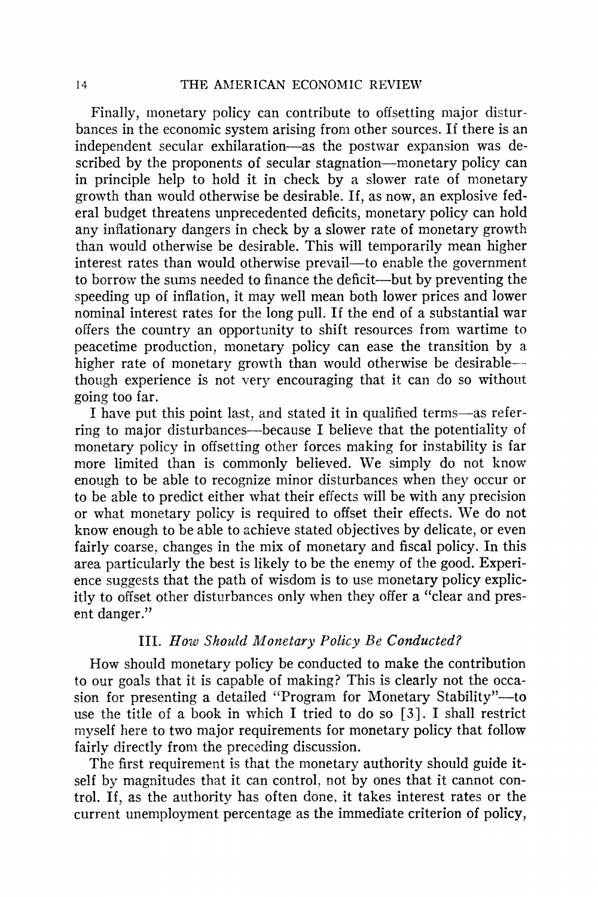Finally, monetary policy can contribute to offsetting major disturbances in the economic system arising from other sources. If there is an independent secular exhilaration—as the postwar expansion was described by the proponents of secular stagnation—monetary policy can in principle help to hold it in check by a slower rate of monetary growth than would otherwise be desirable. If, as now, an explosive federal budget threatens unprecedented deficits, monetary policy can hold any inflationary dangers in check by a slower rate of monetary growth than would otherwise be desirable. This will temporarily mean higher interest rates than would otherwise prevail—to enable the government to borrow the sums needed to finance the deficit—but by preventing the speeding up of inflation, it may well mean both lower prices and lower nominal interest rates for the long pull. If the end of a substantial war offers the country an opportunity to shift resources from wartime to peacetime production, monetary policy can ease the transition by a higher rate of monetary growth than would otherwise be desirable—though experience is not very encouraging that it can do so without going too far.

I have put this point last, and stated it in qualified terms—as referring to major disturbances—because I believe that the potentiality of monetary policy in offsetting other forces making for instability is far more limited than is commonly believed. We simply do not know enough to be able to recognize minor disturbances when they occur or to be able to predict either what their effects will be with any precision or what monetary policy is required to offset their effects. We do not know enough to be able to achieve stated objectives by delicate, or even fairly coarse, changes in the mix of monetary and fiscal policy. In this area particularly the best is likely to be the enemy of the good. Experience suggests that the path of wisdom is to use monetary policy explicitly to offset other disturbances only when they offer a "clear and present danger."

## III. *How Should Monetary Policy Be Conducted?*

How should monetary policy be conducted to make the contribution to our goals that it is capable of making? This is clearly not the occasion for presenting a detailed "Program for Monetary Stability"—to use the title of a book in which I tried to do so [3]. I shall restrict myself here to two major requirements for monetary policy that follow fairly directly from the preceding discussion.

The first requirement is that the monetary authority should guide itself by magnitudes that it can control, not by ones that it cannot control. If, as the authority has often done, it takes interest rates or the current unemployment percentage as the immediate criterion of policy,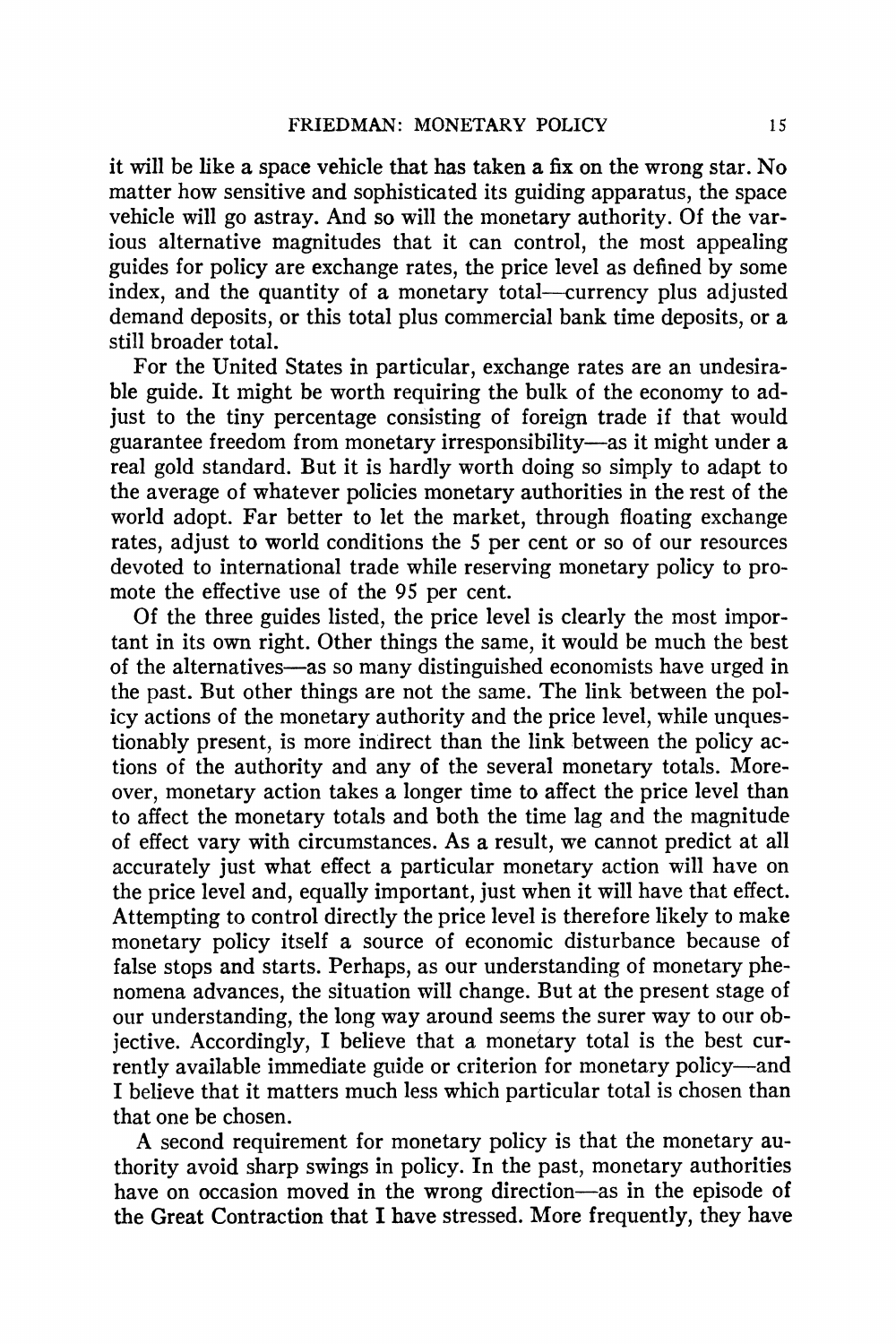it will be like a space vehicle that has taken a fix on the wrong star. No matter how sensitive and sophisticated its guiding apparatus, the space vehicle will go astray. And so will the monetary authority. Of the various alternative magnitudes that it can control, the most appealing guides for policy are exchange rates, the price level as defined by some index, and the quantity of a monetary total—currency plus adjusted demand deposits, or this total plus commercial bank time deposits, or a still broader total.

For the United States in particular, exchange rates are an undesirable guide. It might be worth requiring the bulk of the economy to adjust to the tiny percentage consisting of foreign trade if that would guarantee freedom from monetary irresponsibility—as it might under a real gold standard. But it is hardly worth doing so simply to adapt to the average of whatever policies monetary authorities in the rest of the world adopt. Far better to let the market, through floating exchange rates, adjust to world conditions the 5 per cent or so of our resources devoted to international trade while reserving monetary policy to promote the effective use of the 95 per cent.

Of the three guides listed, the price level is clearly the most important in its own right. Other things the same, it would be much the best of the alternatives—as so many distinguished economists have urged in the past. But other things are not the same. The link between the policy actions of the monetary authority and the price level, while unquestionably present, is more indirect than the link between the policy actions of the authority and any of the several monetary totals. Moreover, monetary action takes a longer time to affect the price level than to affect the monetary totals and both the time lag and the magnitude of effect vary with circumstances. As a result, we cannot predict at all accurately just what effect a particular monetary action will have on the price level and, equally important, just when it will have that effect. Attempting to control directly the price level is therefore likely to make monetary policy itself a source of economic disturbance because of false stops and starts. Perhaps, as our understanding of monetary phenomena advances, the situation will change. But at the present stage of our understanding, the long way around seems the surer way to our objective. Accordingly, I believe that a monetary total is the best currently available immediate guide or criterion for monetary policy—and I believe that it matters much less which particular total is chosen than that one be chosen.

A second requirement for monetary policy is that the monetary authority avoid sharp swings in policy. In the past, monetary authorities have on occasion moved in the wrong direction—as in the episode of the Great Contraction that I have stressed. More frequently, they have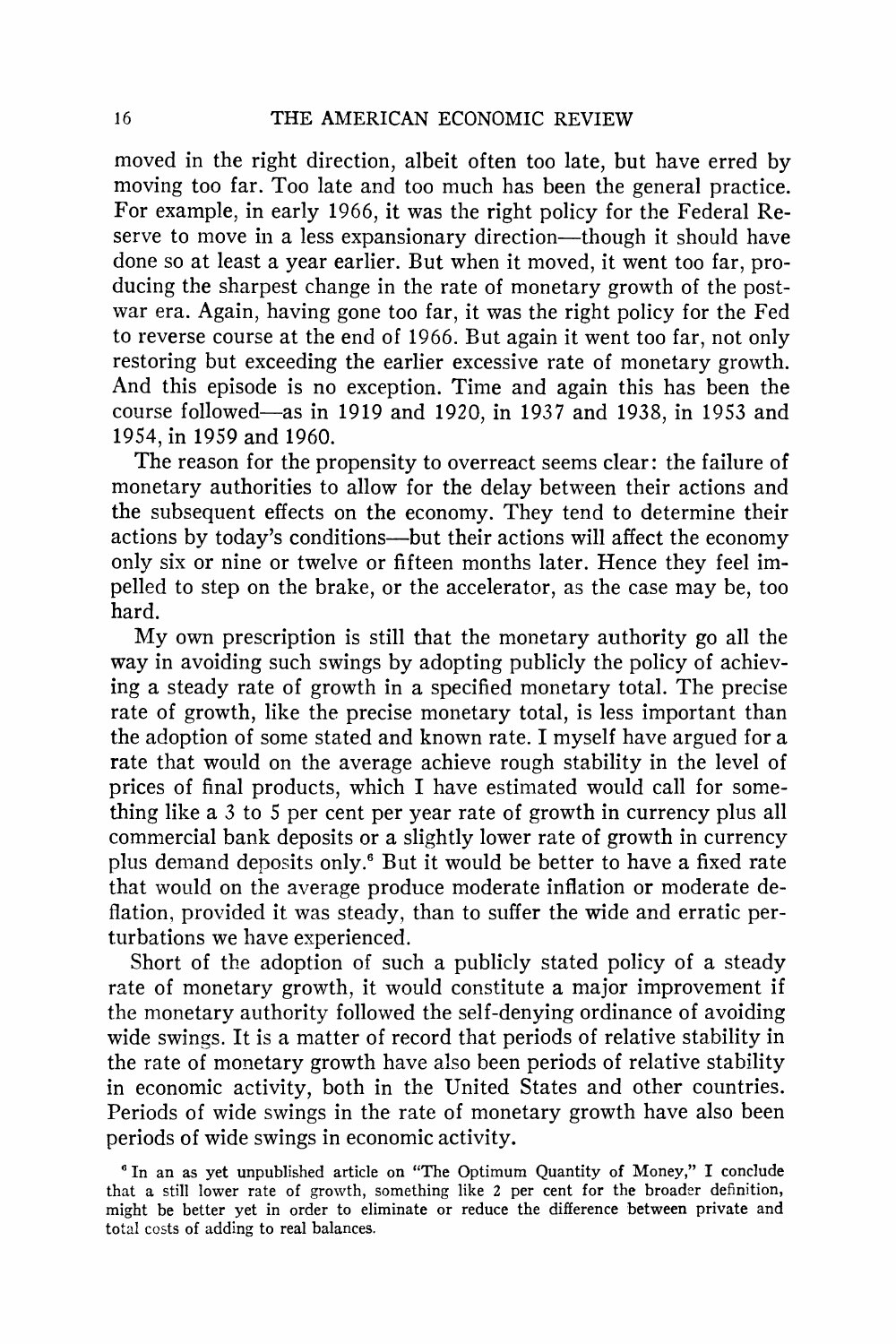moved in the right direction, albeit often too late, but have erred by moving too far. Too late and too much has been the general practice. For example, in early 1966, it was the right policy for the Federal Reserve to move in a less expansionary direction—though it should have done so at least a year earlier. But when it moved, it went too far, producing the sharpest change in the rate of monetary growth of the postwar era. Again, having gone too far, it was the right policy for the Fed to reverse course at the end of 1966. But again it went too far, not only restoring but exceeding the earlier excessive rate of monetary growth. And this episode is no exception. Time and again this has been the course followed—as in 1919 and 1920, in 1937 and 1938, in 1953 and 1954, in 1959 and 1960.

The reason for the propensity to overreact seems clear: the failure of monetary authorities to allow for the delay between their actions and the subsequent effects on the economy. They tend to determine their actions by today's conditions—but their actions will affect the economy only six or nine or twelve or fifteen months later. Hence they feel impelled to step on the brake, or the accelerator, as the case may be, too hard.

My own prescription is still that the monetary authority go all the way in avoiding such swings by adopting publicly the policy of achieving a steady rate of growth in a specified monetary total. The precise rate of growth, like the precise monetary total, is less important than the adoption of some stated and known rate. I myself have argued for a rate that would on the average achieve rough stability in the level of prices of final products, which I have estimated would call for something like a 3 to 5 per cent per year rate of growth in currency plus all commercial bank deposits or a slightly lower rate of growth in currency plus demand deposits only.[6] But it would be better to have a fixed rate that would on the average produce moderate inflation or moderate deflation, provided it was steady, than to suffer the wide and erratic perturbations we have experienced.

Short of the adoption of such a publicly stated policy of a steady rate of monetary growth, it would constitute a major improvement if the monetary authority followed the self-denying ordinance of avoiding wide swings. It is a matter of record that periods of relative stability in the rate of monetary growth have also been periods of relative stability in economic activity, both in the United States and other countries. Periods of wide swings in the rate of monetary growth have also been periods of wide swings in economic activity.

[6] In an as yet unpublished article on "The Optimum Quantity of Money," I conclude that a still lower rate of growth, something like 2 per cent for the broader definition, might be better yet in order to eliminate or reduce the difference between private and total costs of adding to real balances.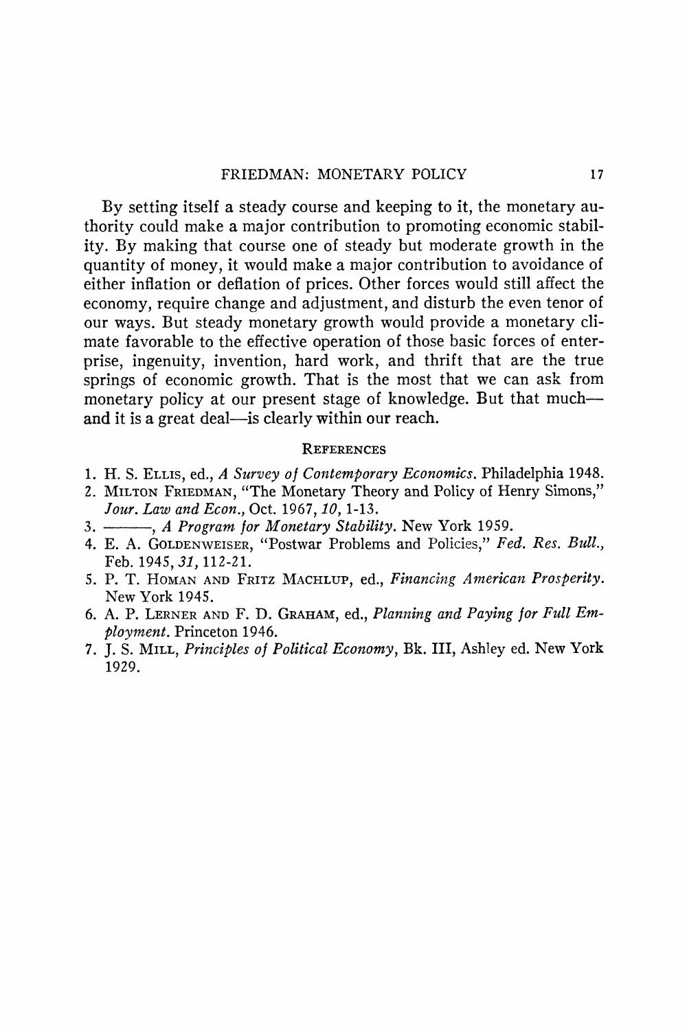By setting itself a steady course and keeping to it, the monetary authority could make a major contribution to promoting economic stability. By making that course one of steady but moderate growth in the quantity of money, it would make a major contribution to avoidance of either inflation or deflation of prices. Other forces would still affect the economy, require change and adjustment, and disturb the even tenor of our ways. But steady monetary growth would provide a monetary climate favorable to the effective operation of those basic forces of enterprise, ingenuity, invention, hard work, and thrift that are the true springs of economic growth. That is the most that we can ask from monetary policy at our present stage of knowledge. But that much—and it is a great deal—is clearly within our reach.

## References

1. H. S. Ellis, ed., *A Survey of Contemporary Economics*. Philadelphia 1948.
2. Milton Friedman, "The Monetary Theory and Policy of Henry Simons," *Jour. Law and Econ.*, Oct. 1967, *10*, 1-13.
3. ———, *A Program for Monetary Stability*. New York 1959.
4. E. A. Goldenweiser, "Postwar Problems and Policies," *Fed. Res. Bull.*, Feb. 1945, *31*, 112-21.
5. P. T. Homan and Fritz Machlup, ed., *Financing American Prosperity*. New York 1945.
6. A. P. Lerner and F. D. Graham, ed., *Planning and Paying for Full Employment*. Princeton 1946.
7. J. S. Mill, *Principles of Political Economy*, Bk. III, Ashley ed. New York 1929.